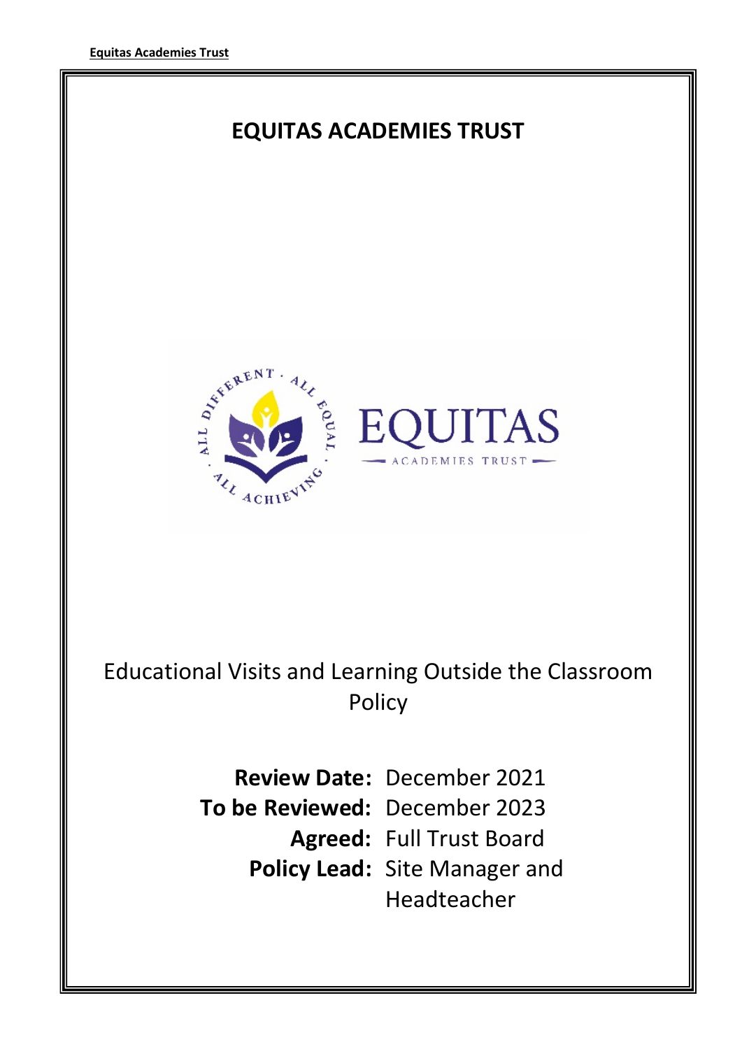# EQUITAS ACADEMIES TRUST

Educational Visits and Learning Outside the Classroom Policy

**Review Date:** December 2021
**To be Reviewed:** December 2023
**Agreed:** Full Trust Board
**Policy Lead:** Site Manager and Headteacher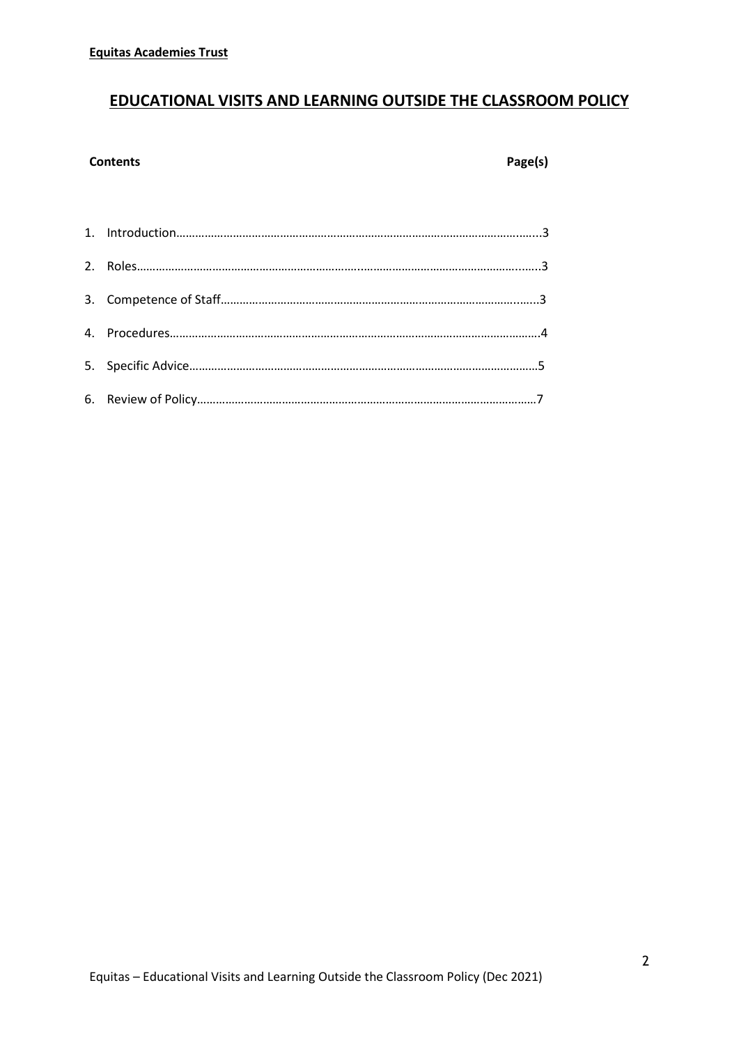**Equitas Academies Trust**

# EDUCATIONAL VISITS AND LEARNING OUTSIDE THE CLASSROOM POLICY

| Contents | Page(s) |
| --- | --- |
| 1. Introduction | 3 |
| 2. Roles | 3 |
| 3. Competence of Staff | 3 |
| 4. Procedures | 4 |
| 5. Specific Advice | 5 |
| 6. Review of Policy | 7 |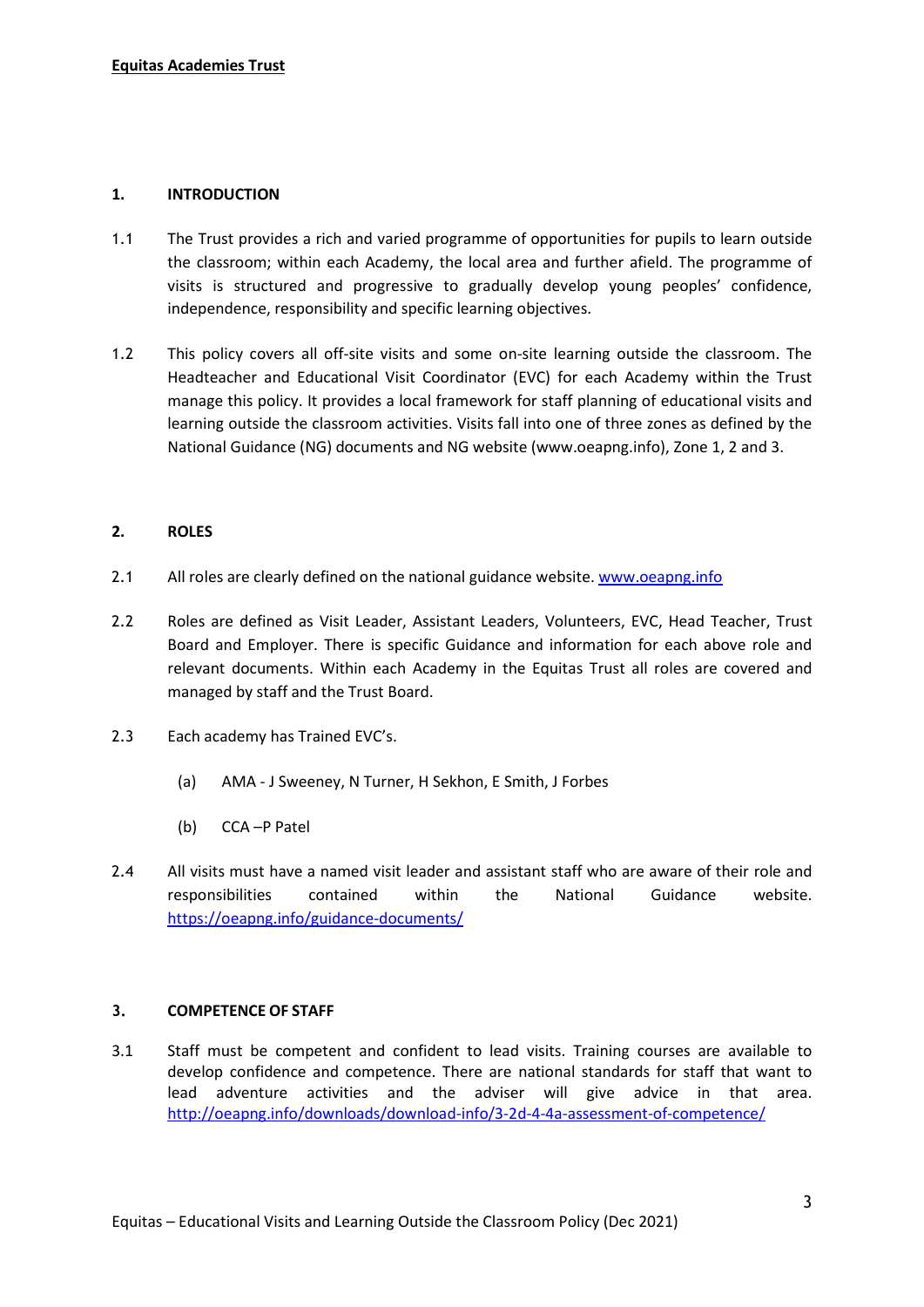## 1. INTRODUCTION

1.1 The Trust provides a rich and varied programme of opportunities for pupils to learn outside the classroom; within each Academy, the local area and further afield. The programme of visits is structured and progressive to gradually develop young peoples' confidence, independence, responsibility and specific learning objectives.

1.2 This policy covers all off-site visits and some on-site learning outside the classroom. The Headteacher and Educational Visit Coordinator (EVC) for each Academy within the Trust manage this policy. It provides a local framework for staff planning of educational visits and learning outside the classroom activities. Visits fall into one of three zones as defined by the National Guidance (NG) documents and NG website (www.oeapng.info), Zone 1, 2 and 3.

## 2. ROLES

2.1 All roles are clearly defined on the national guidance website. [www.oeapng.info](www.oeapng.info)

2.2 Roles are defined as Visit Leader, Assistant Leaders, Volunteers, EVC, Head Teacher, Trust Board and Employer. There is specific Guidance and information for each above role and relevant documents. Within each Academy in the Equitas Trust all roles are covered and managed by staff and the Trust Board.

2.3 Each academy has Trained EVC's.

- (a) AMA - J Sweeney, N Turner, H Sekhon, E Smith, J Forbes
- (b) CCA –P Patel

2.4 All visits must have a named visit leader and assistant staff who are aware of their role and responsibilities contained within the National Guidance website. [https://oeapng.info/guidance-documents/](https://oeapng.info/guidance-documents/)

## 3. COMPETENCE OF STAFF

3.1 Staff must be competent and confident to lead visits. Training courses are available to develop confidence and competence. There are national standards for staff that want to lead adventure activities and the adviser will give advice in that area. [http://oeapng.info/downloads/download-info/3-2d-4-4a-assessment-of-competence/](http://oeapng.info/downloads/download-info/3-2d-4-4a-assessment-of-competence/)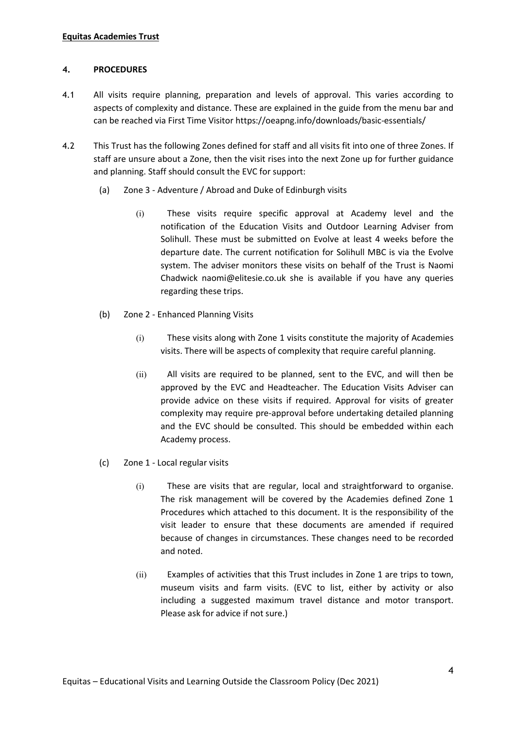## 4. PROCEDURES

4.1 All visits require planning, preparation and levels of approval. This varies according to aspects of complexity and distance. These are explained in the guide from the menu bar and can be reached via First Time Visitor https://oeapng.info/downloads/basic-essentials/

4.2 This Trust has the following Zones defined for staff and all visits fit into one of three Zones. If staff are unsure about a Zone, then the visit rises into the next Zone up for further guidance and planning. Staff should consult the EVC for support:

(a) Zone 3 - Adventure / Abroad and Duke of Edinburgh visits

(i) These visits require specific approval at Academy level and the notification of the Education Visits and Outdoor Learning Adviser from Solihull. These must be submitted on Evolve at least 4 weeks before the departure date. The current notification for Solihull MBC is via the Evolve system. The adviser monitors these visits on behalf of the Trust is Naomi Chadwick naomi@elitesie.co.uk she is available if you have any queries regarding these trips.

(b) Zone 2 - Enhanced Planning Visits

(i) These visits along with Zone 1 visits constitute the majority of Academies visits. There will be aspects of complexity that require careful planning.

(ii) All visits are required to be planned, sent to the EVC, and will then be approved by the EVC and Headteacher. The Education Visits Adviser can provide advice on these visits if required. Approval for visits of greater complexity may require pre-approval before undertaking detailed planning and the EVC should be consulted. This should be embedded within each Academy process.

(c) Zone 1 - Local regular visits

(i) These are visits that are regular, local and straightforward to organise. The risk management will be covered by the Academies defined Zone 1 Procedures which attached to this document. It is the responsibility of the visit leader to ensure that these documents are amended if required because of changes in circumstances. These changes need to be recorded and noted.

(ii) Examples of activities that this Trust includes in Zone 1 are trips to town, museum visits and farm visits. (EVC to list, either by activity or also including a suggested maximum travel distance and motor transport. Please ask for advice if not sure.)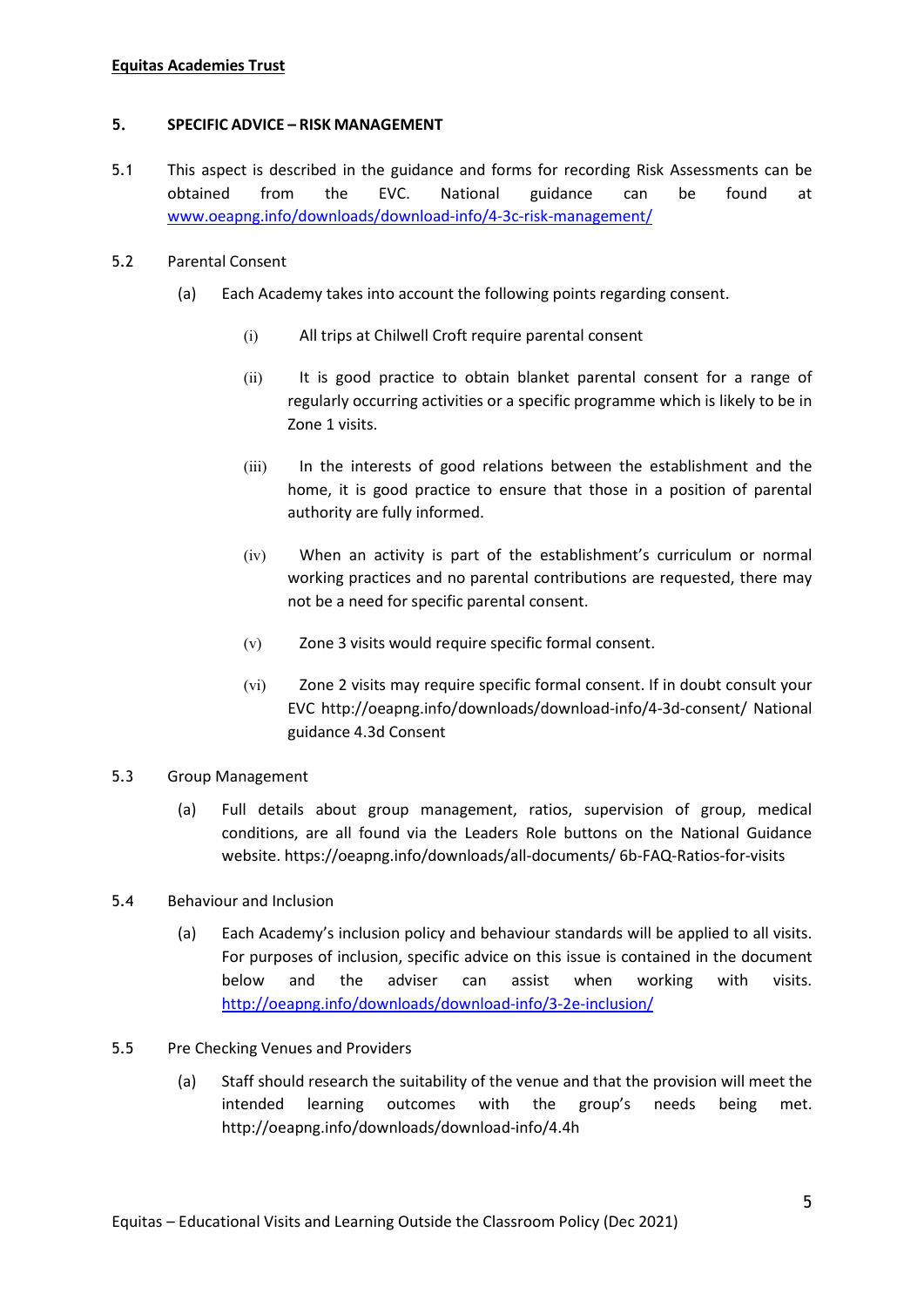## 5. SPECIFIC ADVICE – RISK MANAGEMENT

5.1 This aspect is described in the guidance and forms for recording Risk Assessments can be obtained from the EVC. National guidance can be found at [www.oeapng.info/downloads/download-info/4-3c-risk-management/](www.oeapng.info/downloads/download-info/4-3c-risk-management/)

5.2 Parental Consent

(a) Each Academy takes into account the following points regarding consent.

(i) All trips at Chilwell Croft require parental consent

(ii) It is good practice to obtain blanket parental consent for a range of regularly occurring activities or a specific programme which is likely to be in Zone 1 visits.

(iii) In the interests of good relations between the establishment and the home, it is good practice to ensure that those in a position of parental authority are fully informed.

(iv) When an activity is part of the establishment's curriculum or normal working practices and no parental contributions are requested, there may not be a need for specific parental consent.

(v) Zone 3 visits would require specific formal consent.

(vi) Zone 2 visits may require specific formal consent. If in doubt consult your EVC http://oeapng.info/downloads/download-info/4-3d-consent/ National guidance 4.3d Consent

5.3 Group Management

(a) Full details about group management, ratios, supervision of group, medical conditions, are all found via the Leaders Role buttons on the National Guidance website. https://oeapng.info/downloads/all-documents/ 6b-FAQ-Ratios-for-visits

5.4 Behaviour and Inclusion

(a) Each Academy's inclusion policy and behaviour standards will be applied to all visits. For purposes of inclusion, specific advice on this issue is contained in the document below and the adviser can assist when working with visits. [http://oeapng.info/downloads/download-info/3-2e-inclusion/](http://oeapng.info/downloads/download-info/3-2e-inclusion/)

5.5 Pre Checking Venues and Providers

(a) Staff should research the suitability of the venue and that the provision will meet the intended learning outcomes with the group's needs being met. http://oeapng.info/downloads/download-info/4.4h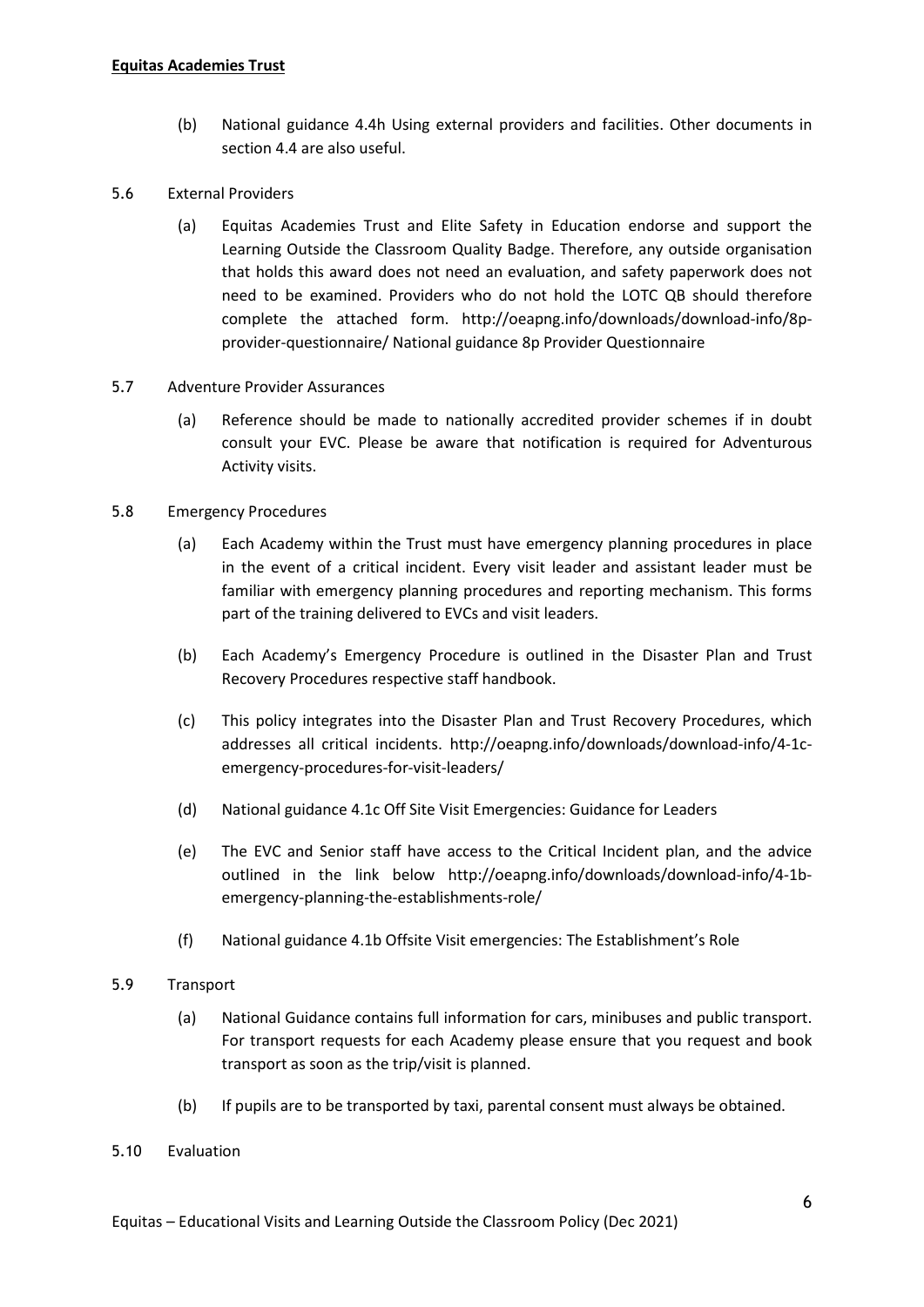(b) National guidance 4.4h Using external providers and facilities. Other documents in section 4.4 are also useful.

5.6 External Providers

(a) Equitas Academies Trust and Elite Safety in Education endorse and support the Learning Outside the Classroom Quality Badge. Therefore, any outside organisation that holds this award does not need an evaluation, and safety paperwork does not need to be examined. Providers who do not hold the LOTC QB should therefore complete the attached form. http://oeapng.info/downloads/download-info/8p-provider-questionnaire/ National guidance 8p Provider Questionnaire

5.7 Adventure Provider Assurances

(a) Reference should be made to nationally accredited provider schemes if in doubt consult your EVC. Please be aware that notification is required for Adventurous Activity visits.

5.8 Emergency Procedures

(a) Each Academy within the Trust must have emergency planning procedures in place in the event of a critical incident. Every visit leader and assistant leader must be familiar with emergency planning procedures and reporting mechanism. This forms part of the training delivered to EVCs and visit leaders.

(b) Each Academy's Emergency Procedure is outlined in the Disaster Plan and Trust Recovery Procedures respective staff handbook.

(c) This policy integrates into the Disaster Plan and Trust Recovery Procedures, which addresses all critical incidents. http://oeapng.info/downloads/download-info/4-1c-emergency-procedures-for-visit-leaders/

(d) National guidance 4.1c Off Site Visit Emergencies: Guidance for Leaders

(e) The EVC and Senior staff have access to the Critical Incident plan, and the advice outlined in the link below http://oeapng.info/downloads/download-info/4-1b-emergency-planning-the-establishments-role/

(f) National guidance 4.1b Offsite Visit emergencies: The Establishment's Role

5.9 Transport

(a) National Guidance contains full information for cars, minibuses and public transport. For transport requests for each Academy please ensure that you request and book transport as soon as the trip/visit is planned.

(b) If pupils are to be transported by taxi, parental consent must always be obtained.

5.10 Evaluation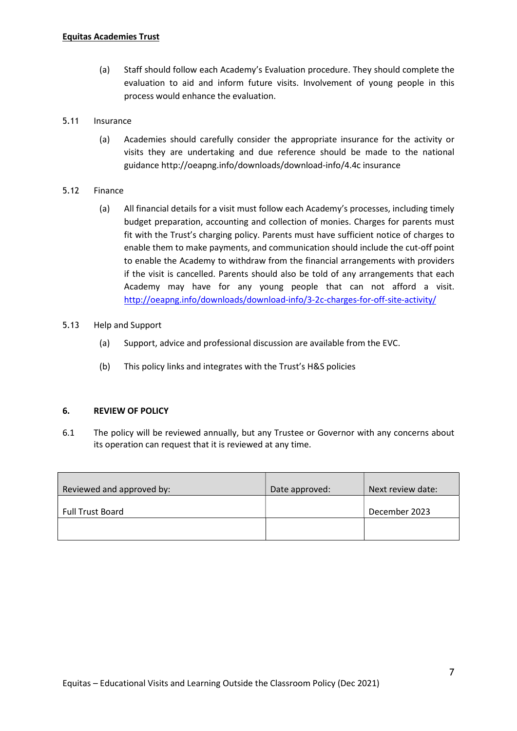(a) Staff should follow each Academy's Evaluation procedure. They should complete the evaluation to aid and inform future visits. Involvement of young people in this process would enhance the evaluation.

5.11 Insurance

(a) Academies should carefully consider the appropriate insurance for the activity or visits they are undertaking and due reference should be made to the national guidance http://oeapng.info/downloads/download-info/4.4c insurance

5.12 Finance

(a) All financial details for a visit must follow each Academy's processes, including timely budget preparation, accounting and collection of monies. Charges for parents must fit with the Trust's charging policy. Parents must have sufficient notice of charges to enable them to make payments, and communication should include the cut-off point to enable the Academy to withdraw from the financial arrangements with providers if the visit is cancelled. Parents should also be told of any arrangements that each Academy may have for any young people that can not afford a visit. http://oeapng.info/downloads/download-info/3-2c-charges-for-off-site-activity/

5.13 Help and Support

(a) Support, advice and professional discussion are available from the EVC.

(b) This policy links and integrates with the Trust's H&S policies

## 6. REVIEW OF POLICY

6.1 The policy will be reviewed annually, but any Trustee or Governor with any concerns about its operation can request that it is reviewed at any time.

| Reviewed and approved by: | Date approved: | Next review date: |
|---|---|---|
| Full Trust Board | | December 2023 |
| | | |